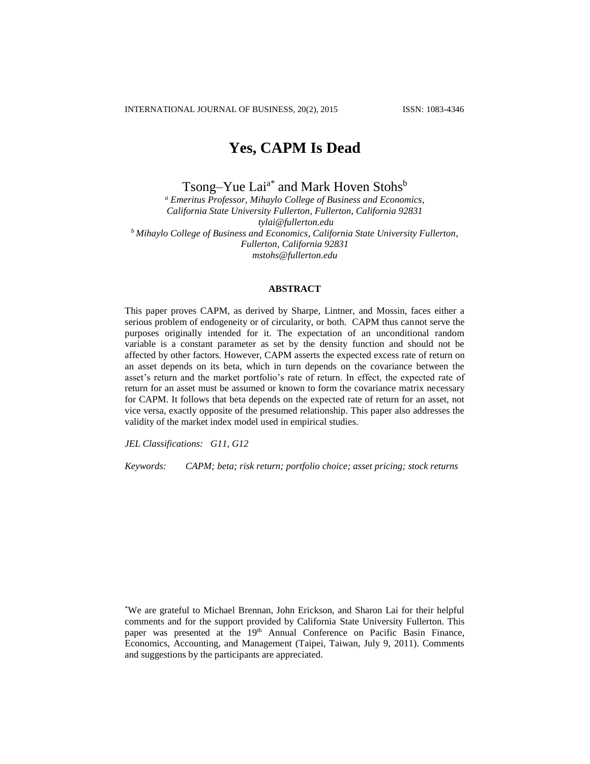# Yes, CAPM Is Dead

Tsong–Yue Lai[a*] and Mark Hoven Stohs[b]

[a] *Emeritus Professor, Mihaylo College of Business and Economics, California State University Fullerton, Fullerton, California 92831*
*tylai@fullerton.edu*

[b] *Mihaylo College of Business and Economics, California State University Fullerton, Fullerton, California 92831*
*mstohs@fullerton.edu*

## ABSTRACT

This paper proves CAPM, as derived by Sharpe, Lintner, and Mossin, faces either a serious problem of endogeneity or of circularity, or both. CAPM thus cannot serve the purposes originally intended for it. The expectation of an unconditional random variable is a constant parameter as set by the density function and should not be affected by other factors. However, CAPM asserts the expected excess rate of return on an asset depends on its beta, which in turn depends on the covariance between the asset's return and the market portfolio's rate of return. In effect, the expected rate of return for an asset must be assumed or known to form the covariance matrix necessary for CAPM. It follows that beta depends on the expected rate of return for an asset, not vice versa, exactly opposite of the presumed relationship. This paper also addresses the validity of the market index model used in empirical studies.

*JEL Classifications:* *G11, G12*

*Keywords:* *CAPM; beta; risk return; portfolio choice; asset pricing; stock returns*

[*] We are grateful to Michael Brennan, John Erickson, and Sharon Lai for their helpful comments and for the support provided by California State University Fullerton. This paper was presented at the 19th Annual Conference on Pacific Basin Finance, Economics, Accounting, and Management (Taipei, Taiwan, July 9, 2011). Comments and suggestions by the participants are appreciated.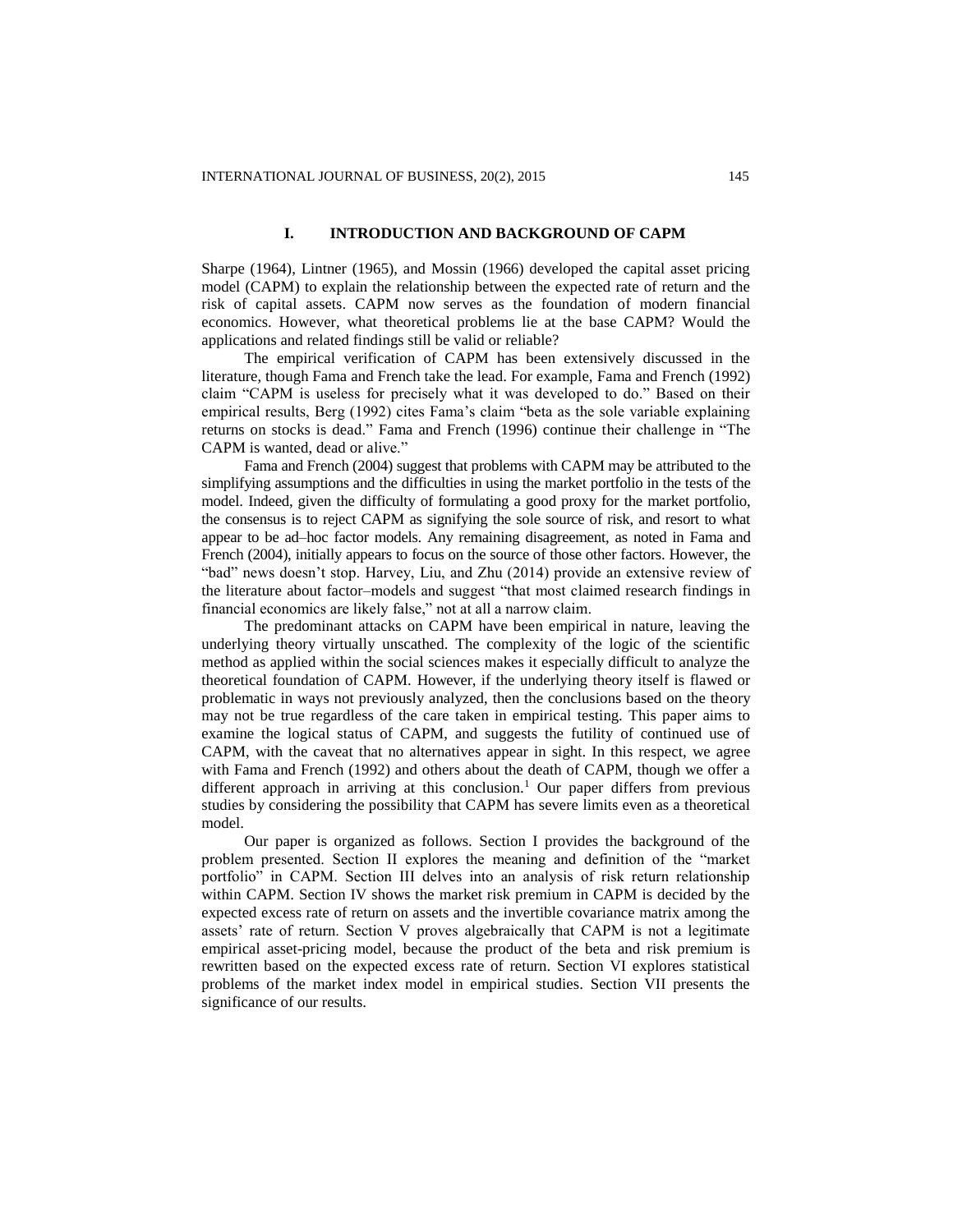## I. INTRODUCTION AND BACKGROUND OF CAPM

Sharpe (1964), Lintner (1965), and Mossin (1966) developed the capital asset pricing model (CAPM) to explain the relationship between the expected rate of return and the risk of capital assets. CAPM now serves as the foundation of modern financial economics. However, what theoretical problems lie at the base CAPM? Would the applications and related findings still be valid or reliable?

The empirical verification of CAPM has been extensively discussed in the literature, though Fama and French take the lead. For example, Fama and French (1992) claim "CAPM is useless for precisely what it was developed to do." Based on their empirical results, Berg (1992) cites Fama's claim "beta as the sole variable explaining returns on stocks is dead." Fama and French (1996) continue their challenge in "The CAPM is wanted, dead or alive."

Fama and French (2004) suggest that problems with CAPM may be attributed to the simplifying assumptions and the difficulties in using the market portfolio in the tests of the model. Indeed, given the difficulty of formulating a good proxy for the market portfolio, the consensus is to reject CAPM as signifying the sole source of risk, and resort to what appear to be ad–hoc factor models. Any remaining disagreement, as noted in Fama and French (2004), initially appears to focus on the source of those other factors. However, the "bad" news doesn't stop. Harvey, Liu, and Zhu (2014) provide an extensive review of the literature about factor–models and suggest "that most claimed research findings in financial economics are likely false," not at all a narrow claim.

The predominant attacks on CAPM have been empirical in nature, leaving the underlying theory virtually unscathed. The complexity of the logic of the scientific method as applied within the social sciences makes it especially difficult to analyze the theoretical foundation of CAPM. However, if the underlying theory itself is flawed or problematic in ways not previously analyzed, then the conclusions based on the theory may not be true regardless of the care taken in empirical testing. This paper aims to examine the logical status of CAPM, and suggests the futility of continued use of CAPM, with the caveat that no alternatives appear in sight. In this respect, we agree with Fama and French (1992) and others about the death of CAPM, though we offer a different approach in arriving at this conclusion.[1] Our paper differs from previous studies by considering the possibility that CAPM has severe limits even as a theoretical model.

Our paper is organized as follows. Section I provides the background of the problem presented. Section II explores the meaning and definition of the "market portfolio" in CAPM. Section III delves into an analysis of risk return relationship within CAPM. Section IV shows the market risk premium in CAPM is decided by the expected excess rate of return on assets and the invertible covariance matrix among the assets' rate of return. Section V proves algebraically that CAPM is not a legitimate empirical asset-pricing model, because the product of the beta and risk premium is rewritten based on the expected excess rate of return. Section VI explores statistical problems of the market index model in empirical studies. Section VII presents the significance of our results.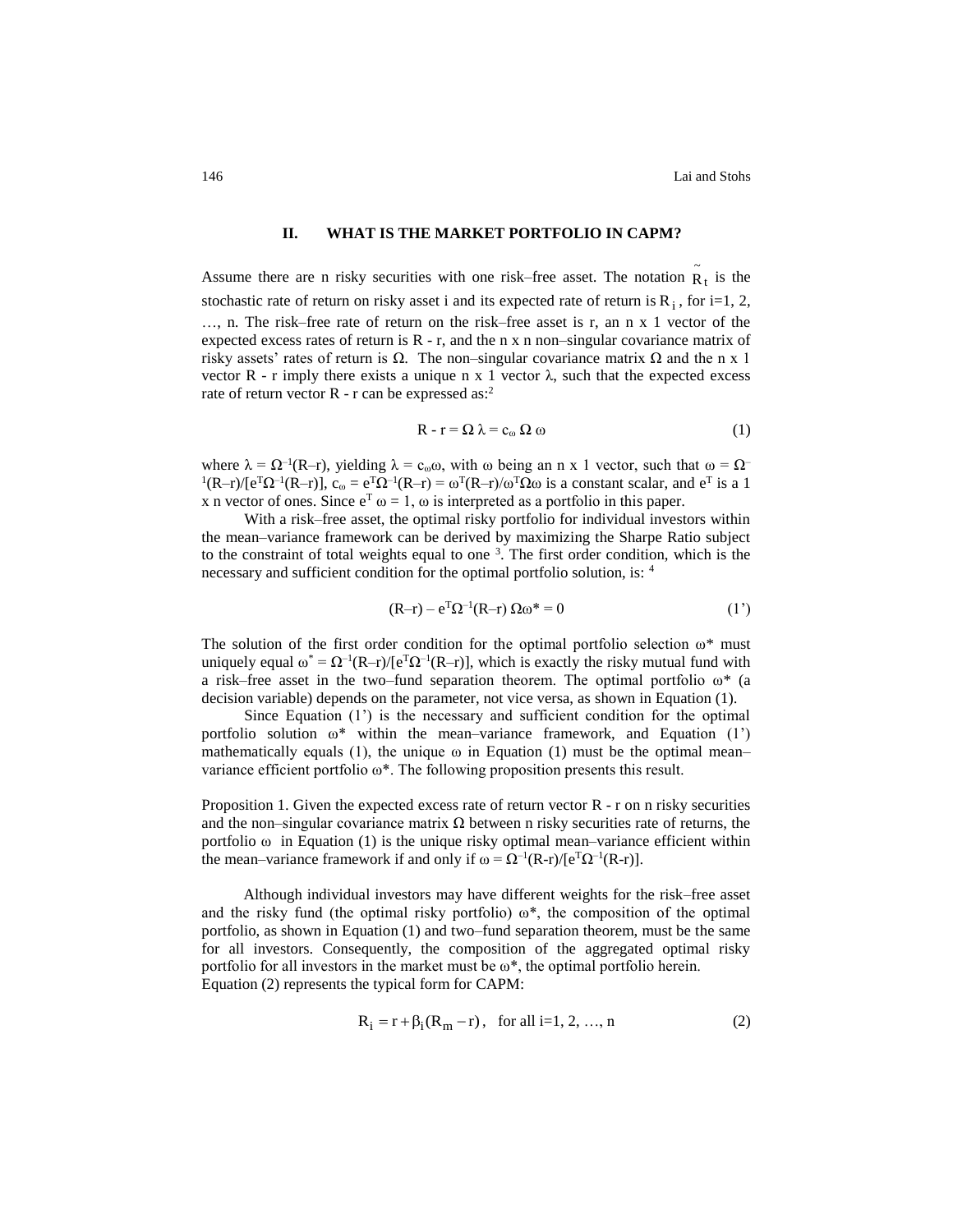## II. WHAT IS THE MARKET PORTFOLIO IN CAPM?

Assume there are n risky securities with one risk–free asset. The notation $\tilde{R}_t$ is the stochastic rate of return on risky asset i and its expected rate of return is $R_i$, for i=1, 2, …, n. The risk–free rate of return on the risk–free asset is r, an n x 1 vector of the expected excess rates of return is R - r, and the n x n non–singular covariance matrix of risky assets' rates of return is $\Omega$. The non–singular covariance matrix $\Omega$ and the n x 1 vector R - r imply there exists a unique n x 1 vector $\lambda$, such that the expected excess rate of return vector R - r can be expressed as:[2]

$$R - r = \Omega\,\lambda = c_\omega\,\Omega\,\omega \tag{1}$$

where $\lambda = \Omega^{-1}(R\text{–}r)$, yielding $\lambda = c_\omega\omega$, with $\omega$ being an n x 1 vector, such that $\omega = \Omega^{-1}(R\text{–}r)/[e^T\Omega^{-1}(R\text{–}r)]$, $c_\omega = e^T\Omega^{-1}(R\text{–}r) = \omega^T(R\text{–}r)/\omega^T\Omega\omega$ is a constant scalar, and $e^T$ is a 1 x n vector of ones. Since $e^T\,\omega = 1$, $\omega$ is interpreted as a portfolio in this paper.

With a risk–free asset, the optimal risky portfolio for individual investors within the mean–variance framework can be derived by maximizing the Sharpe Ratio subject to the constraint of total weights equal to one [3]. The first order condition, which is the necessary and sufficient condition for the optimal portfolio solution, is: [4]

$$(R\text{–}r) - e^T\Omega^{-1}(R\text{–}r)\,\Omega\omega^* = 0 \tag{1'}$$

The solution of the first order condition for the optimal portfolio selection $\omega^*$ must uniquely equal $\omega^* = \Omega^{-1}(R\text{–}r)/[e^T\Omega^{-1}(R\text{–}r)]$, which is exactly the risky mutual fund with a risk–free asset in the two–fund separation theorem. The optimal portfolio $\omega^*$ (a decision variable) depends on the parameter, not vice versa, as shown in Equation (1).

Since Equation (1') is the necessary and sufficient condition for the optimal portfolio solution $\omega^*$ within the mean–variance framework, and Equation (1') mathematically equals (1), the unique $\omega$ in Equation (1) must be the optimal mean–variance efficient portfolio $\omega^*$. The following proposition presents this result.

Proposition 1. Given the expected excess rate of return vector R - r on n risky securities and the non–singular covariance matrix $\Omega$ between n risky securities rate of returns, the portfolio $\omega$ in Equation (1) is the unique risky optimal mean–variance efficient within the mean–variance framework if and only if $\omega = \Omega^{-1}(R\text{-}r)/[e^T\Omega^{-1}(R\text{-}r)]$.

Although individual investors may have different weights for the risk–free asset and the risky fund (the optimal risky portfolio) $\omega^*$, the composition of the optimal portfolio, as shown in Equation (1) and two–fund separation theorem, must be the same for all investors. Consequently, the composition of the aggregated optimal risky portfolio for all investors in the market must be $\omega^*$, the optimal portfolio herein.
Equation (2) represents the typical form for CAPM:

$$R_i = r + \beta_i(R_m - r), \quad \text{for all i=1, 2, …, n} \tag{2}$$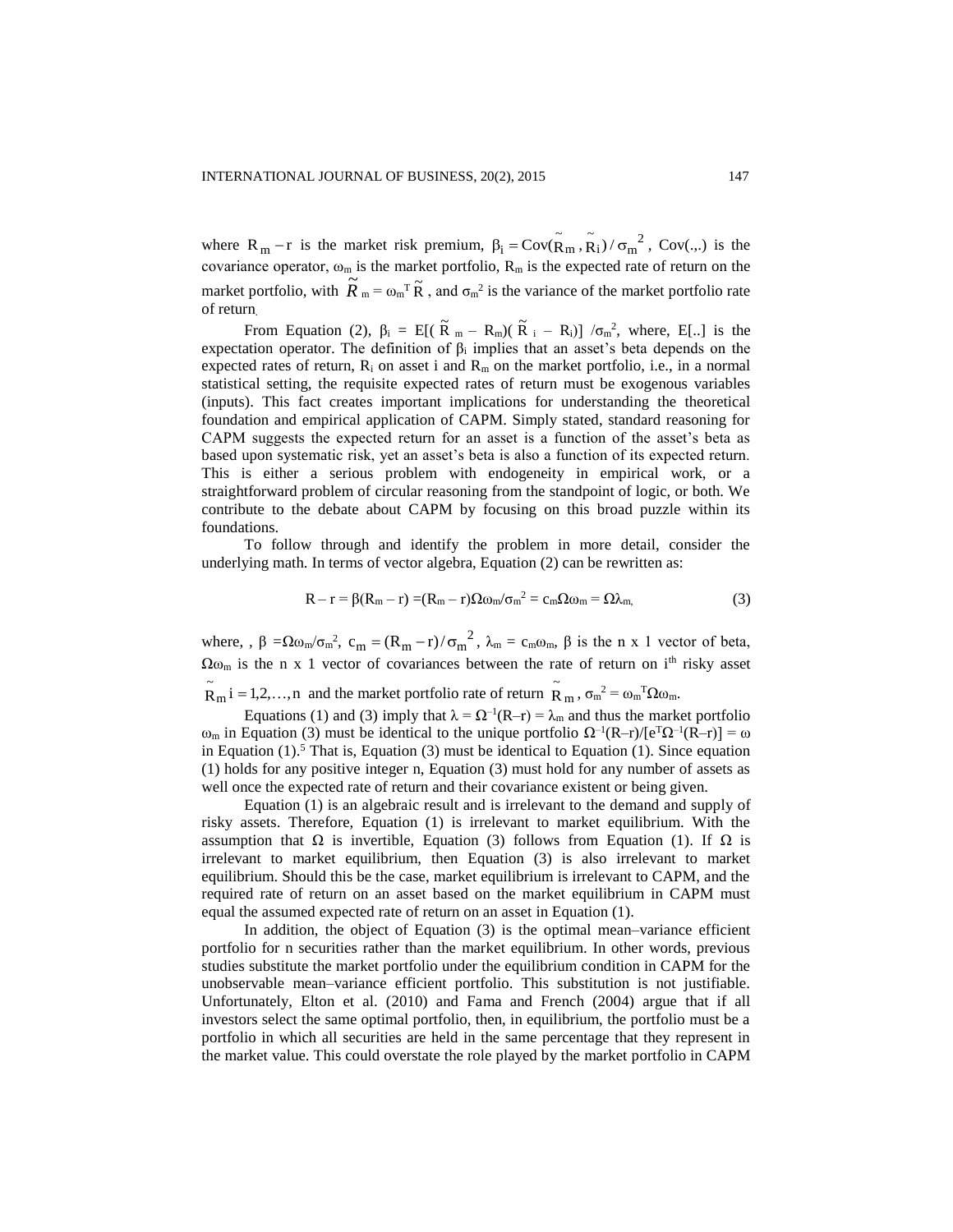where $R_m - r$ is the market risk premium, $\beta_i = Cov(\tilde{R}_m, \tilde{R}_i)/\sigma_m^2$, Cov(.,.) is the covariance operator, $\omega_m$ is the market portfolio, $R_m$ is the expected rate of return on the market portfolio, with $\tilde{R}_m = \omega_m^T \tilde{R}$, and $\sigma_m^2$ is the variance of the market portfolio rate of return.

From Equation (2), $\beta_i = E[(\tilde{R}_m - R_m)(\tilde{R}_i - R_i)]/\sigma_m^2$, where, E[..] is the expectation operator. The definition of $\beta_i$ implies that an asset's beta depends on the expected rates of return, $R_i$ on asset i and $R_m$ on the market portfolio, i.e., in a normal statistical setting, the requisite expected rates of return must be exogenous variables (inputs). This fact creates important implications for understanding the theoretical foundation and empirical application of CAPM. Simply stated, standard reasoning for CAPM suggests the expected return for an asset is a function of the asset's beta as based upon systematic risk, yet an asset's beta is also a function of its expected return. This is either a serious problem with endogeneity in empirical work, or a straightforward problem of circular reasoning from the standpoint of logic, or both. We contribute to the debate about CAPM by focusing on this broad puzzle within its foundations.

To follow through and identify the problem in more detail, consider the underlying math. In terms of vector algebra, Equation (2) can be rewritten as:

$$R - r = \beta(R_m - r) = (R_m - r)\Omega\omega_m/\sigma_m^2 = c_m\Omega\omega_m = \Omega\lambda_m, \quad (3)$$

where, , $\beta = \Omega\omega_m/\sigma_m^2$, $c_m = (R_m - r)/\sigma_m^2$, $\lambda_m = c_m\omega_m$, $\beta$ is the n x 1 vector of beta, $\Omega\omega_m$ is the n x 1 vector of covariances between the rate of return on i[th] risky asset $\tilde{R}_m$ $i = 1,2,\ldots,n$ and the market portfolio rate of return $\tilde{R}_m$, $\sigma_m^2 = \omega_m^T\Omega\omega_m$.

Equations (1) and (3) imply that $\lambda = \Omega^{-1}(R-r) = \lambda_m$ and thus the market portfolio $\omega_m$ in Equation (3) must be identical to the unique portfolio $\Omega^{-1}(R-r)/[e^T\Omega^{-1}(R-r)] = \omega$ in Equation (1).[5] That is, Equation (3) must be identical to Equation (1). Since equation (1) holds for any positive integer n, Equation (3) must hold for any number of assets as well once the expected rate of return and their covariance existent or being given.

Equation (1) is an algebraic result and is irrelevant to the demand and supply of risky assets. Therefore, Equation (1) is irrelevant to market equilibrium. With the assumption that $\Omega$ is invertible, Equation (3) follows from Equation (1). If $\Omega$ is irrelevant to market equilibrium, then Equation (3) is also irrelevant to market equilibrium. Should this be the case, market equilibrium is irrelevant to CAPM, and the required rate of return on an asset based on the market equilibrium in CAPM must equal the assumed expected rate of return on an asset in Equation (1).

In addition, the object of Equation (3) is the optimal mean–variance efficient portfolio for n securities rather than the market equilibrium. In other words, previous studies substitute the market portfolio under the equilibrium condition in CAPM for the unobservable mean–variance efficient portfolio. This substitution is not justifiable. Unfortunately, Elton et al. (2010) and Fama and French (2004) argue that if all investors select the same optimal portfolio, then, in equilibrium, the portfolio must be a portfolio in which all securities are held in the same percentage that they represent in the market value. This could overstate the role played by the market portfolio in CAPM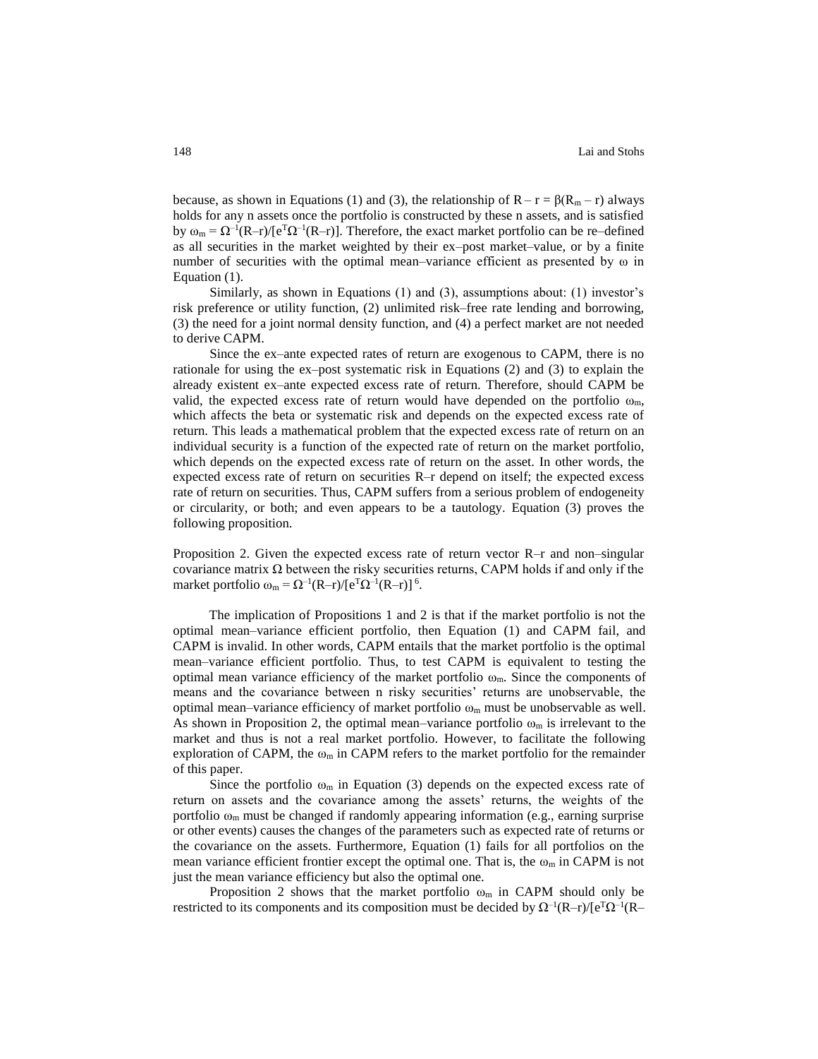because, as shown in Equations (1) and (3), the relationship of $R - r = \beta(R_m - r)$ always holds for any n assets once the portfolio is constructed by these n assets, and is satisfied by $\omega_m = \Omega^{-1}(R-r)/[e^T\Omega^{-1}(R-r)]$. Therefore, the exact market portfolio can be re–defined as all securities in the market weighted by their ex–post market–value, or by a finite number of securities with the optimal mean–variance efficient as presented by $\omega$ in Equation (1).

Similarly, as shown in Equations (1) and (3), assumptions about: (1) investor's risk preference or utility function, (2) unlimited risk–free rate lending and borrowing, (3) the need for a joint normal density function, and (4) a perfect market are not needed to derive CAPM.

Since the ex–ante expected rates of return are exogenous to CAPM, there is no rationale for using the ex–post systematic risk in Equations (2) and (3) to explain the already existent ex–ante expected excess rate of return. Therefore, should CAPM be valid, the expected excess rate of return would have depended on the portfolio $\omega_m$, which affects the beta or systematic risk and depends on the expected excess rate of return. This leads a mathematical problem that the expected excess rate of return on an individual security is a function of the expected rate of return on the market portfolio, which depends on the expected excess rate of return on the asset. In other words, the expected excess rate of return on securities R–r depend on itself; the expected excess rate of return on securities. Thus, CAPM suffers from a serious problem of endogeneity or circularity, or both; and even appears to be a tautology. Equation (3) proves the following proposition.

Proposition 2. Given the expected excess rate of return vector R–r and non–singular covariance matrix $\Omega$ between the risky securities returns, CAPM holds if and only if the market portfolio $\omega_m = \Omega^{-1}(R-r)/[e^T\Omega^{-1}(R-r)]$ [6].

The implication of Propositions 1 and 2 is that if the market portfolio is not the optimal mean–variance efficient portfolio, then Equation (1) and CAPM fail, and CAPM is invalid. In other words, CAPM entails that the market portfolio is the optimal mean–variance efficient portfolio. Thus, to test CAPM is equivalent to testing the optimal mean variance efficiency of the market portfolio $\omega_m$. Since the components of means and the covariance between n risky securities' returns are unobservable, the optimal mean–variance efficiency of market portfolio $\omega_m$ must be unobservable as well. As shown in Proposition 2, the optimal mean–variance portfolio $\omega_m$ is irrelevant to the market and thus is not a real market portfolio. However, to facilitate the following exploration of CAPM, the $\omega_m$ in CAPM refers to the market portfolio for the remainder of this paper.

Since the portfolio $\omega_m$ in Equation (3) depends on the expected excess rate of return on assets and the covariance among the assets' returns, the weights of the portfolio $\omega_m$ must be changed if randomly appearing information (e.g., earning surprise or other events) causes the changes of the parameters such as expected rate of returns or the covariance on the assets. Furthermore, Equation (1) fails for all portfolios on the mean variance efficient frontier except the optimal one. That is, the $\omega_m$ in CAPM is not just the mean variance efficiency but also the optimal one.

Proposition 2 shows that the market portfolio $\omega_m$ in CAPM should only be restricted to its components and its composition must be decided by $\Omega^{-1}(R-r)/[e^T\Omega^{-1}(R-$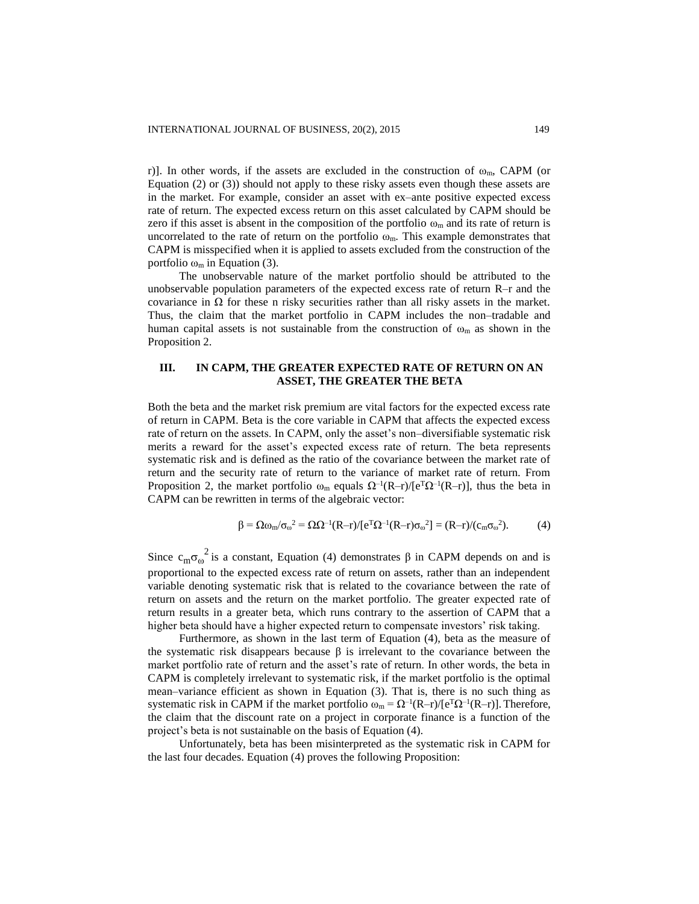r)]. In other words, if the assets are excluded in the construction of $\omega_m$, CAPM (or Equation (2) or (3)) should not apply to these risky assets even though these assets are in the market. For example, consider an asset with ex–ante positive expected excess rate of return. The expected excess return on this asset calculated by CAPM should be zero if this asset is absent in the composition of the portfolio $\omega_m$ and its rate of return is uncorrelated to the rate of return on the portfolio $\omega_m$. This example demonstrates that CAPM is misspecified when it is applied to assets excluded from the construction of the portfolio $\omega_m$ in Equation (3).

The unobservable nature of the market portfolio should be attributed to the unobservable population parameters of the expected excess rate of return R–r and the covariance in $\Omega$ for these n risky securities rather than all risky assets in the market. Thus, the claim that the market portfolio in CAPM includes the non–tradable and human capital assets is not sustainable from the construction of $\omega_m$ as shown in the Proposition 2.

## III. IN CAPM, THE GREATER EXPECTED RATE OF RETURN ON AN ASSET, THE GREATER THE BETA

Both the beta and the market risk premium are vital factors for the expected excess rate of return in CAPM. Beta is the core variable in CAPM that affects the expected excess rate of return on the assets. In CAPM, only the asset's non–diversifiable systematic risk merits a reward for the asset's expected excess rate of return. The beta represents systematic risk and is defined as the ratio of the covariance between the market rate of return and the security rate of return to the variance of market rate of return. From Proposition 2, the market portfolio $\omega_m$ equals $\Omega^{-1}(R-r)/[e^T\Omega^{-1}(R-r)]$, thus the beta in CAPM can be rewritten in terms of the algebraic vector:

$$\beta = \Omega\omega_m/\sigma_\omega^2 = \Omega\Omega^{-1}(R-r)/[e^T\Omega^{-1}(R-r)\sigma_\omega^2] = (R-r)/(c_m\sigma_\omega^2). \tag{4}$$

Since $c_m\sigma_\omega^2$ is a constant, Equation (4) demonstrates $\beta$ in CAPM depends on and is proportional to the expected excess rate of return on assets, rather than an independent variable denoting systematic risk that is related to the covariance between the rate of return on assets and the return on the market portfolio. The greater expected rate of return results in a greater beta, which runs contrary to the assertion of CAPM that a higher beta should have a higher expected return to compensate investors' risk taking.

Furthermore, as shown in the last term of Equation (4), beta as the measure of the systematic risk disappears because $\beta$ is irrelevant to the covariance between the market portfolio rate of return and the asset's rate of return. In other words, the beta in CAPM is completely irrelevant to systematic risk, if the market portfolio is the optimal mean–variance efficient as shown in Equation (3). That is, there is no such thing as systematic risk in CAPM if the market portfolio $\omega_m = \Omega^{-1}(R-r)/[e^T\Omega^{-1}(R-r)]$. Therefore, the claim that the discount rate on a project in corporate finance is a function of the project's beta is not sustainable on the basis of Equation (4).

Unfortunately, beta has been misinterpreted as the systematic risk in CAPM for the last four decades. Equation (4) proves the following Proposition: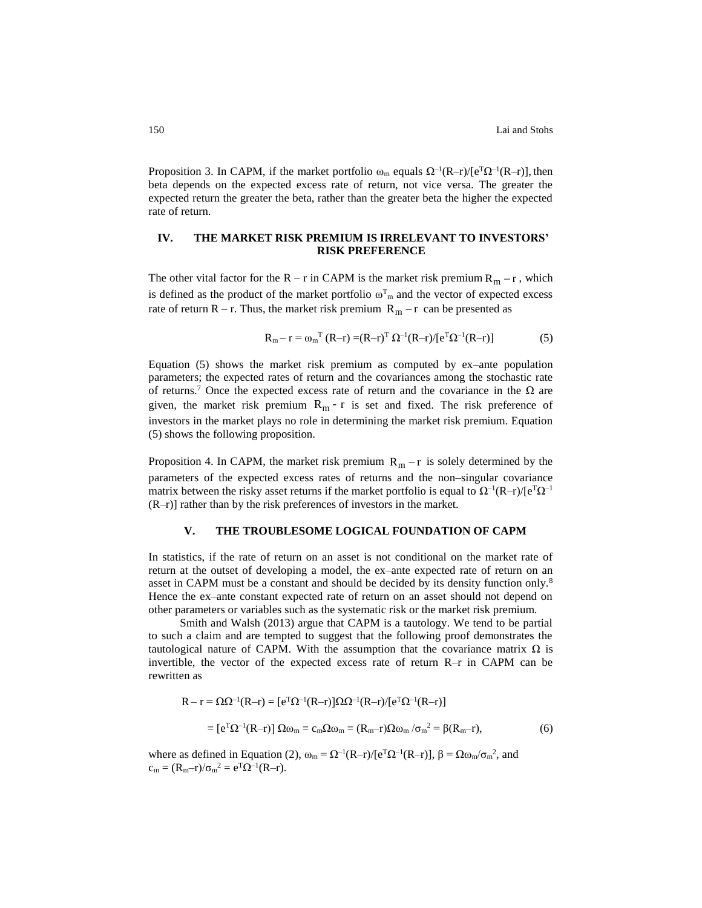Proposition 3. In CAPM, if the market portfolio $\omega_m$ equals $\Omega^{-1}(R-r)/[e^T\Omega^{-1}(R-r)]$, then beta depends on the expected excess rate of return, not vice versa. The greater the expected return the greater the beta, rather than the greater beta the higher the expected rate of return.

## IV. THE MARKET RISK PREMIUM IS IRRELEVANT TO INVESTORS' RISK PREFERENCE

The other vital factor for the $R - r$ in CAPM is the market risk premium $R_m - r$, which is defined as the product of the market portfolio $\omega^T_m$ and the vector of expected excess rate of return $R - r$. Thus, the market risk premium $R_m - r$ can be presented as

$$R_m - r = \omega_m^T (R-r) = (R-r)^T \Omega^{-1}(R-r)/[e^T\Omega^{-1}(R-r)] \tag{5}$$

Equation (5) shows the market risk premium as computed by ex–ante population parameters; the expected rates of return and the covariances among the stochastic rate of returns.[7] Once the expected excess rate of return and the covariance in the $\Omega$ are given, the market risk premium $R_m - r$ is set and fixed. The risk preference of investors in the market plays no role in determining the market risk premium. Equation (5) shows the following proposition.

Proposition 4. In CAPM, the market risk premium $R_m - r$ is solely determined by the parameters of the expected excess rates of returns and the non–singular covariance matrix between the risky asset returns if the market portfolio is equal to $\Omega^{-1}(R-r)/[e^T\Omega^{-1}(R-r)]$ rather than by the risk preferences of investors in the market.

## V. THE TROUBLESOME LOGICAL FOUNDATION OF CAPM

In statistics, if the rate of return on an asset is not conditional on the market rate of return at the outset of developing a model, the ex–ante expected rate of return on an asset in CAPM must be a constant and should be decided by its density function only.[8] Hence the ex–ante constant expected rate of return on an asset should not depend on other parameters or variables such as the systematic risk or the market risk premium.

Smith and Walsh (2013) argue that CAPM is a tautology. We tend to be partial to such a claim and are tempted to suggest that the following proof demonstrates the tautological nature of CAPM. With the assumption that the covariance matrix $\Omega$ is invertible, the vector of the expected excess rate of return $R-r$ in CAPM can be rewritten as

$$\begin{aligned} R - r &= \Omega\Omega^{-1}(R-r) = [e^T\Omega^{-1}(R-r)]\Omega\Omega^{-1}(R-r)/[e^T\Omega^{-1}(R-r)] \\ &= [e^T\Omega^{-1}(R-r)]\,\Omega\omega_m = c_m\Omega\omega_m = (R_m-r)\Omega\omega_m/\sigma_m^2 = \beta(R_m-r), \end{aligned} \tag{6}$$

where as defined in Equation (2), $\omega_m = \Omega^{-1}(R-r)/[e^T\Omega^{-1}(R-r)]$, $\beta = \Omega\omega_m/\sigma_m^2$, and $c_m = (R_m-r)/\sigma_m^2 = e^T\Omega^{-1}(R-r)$.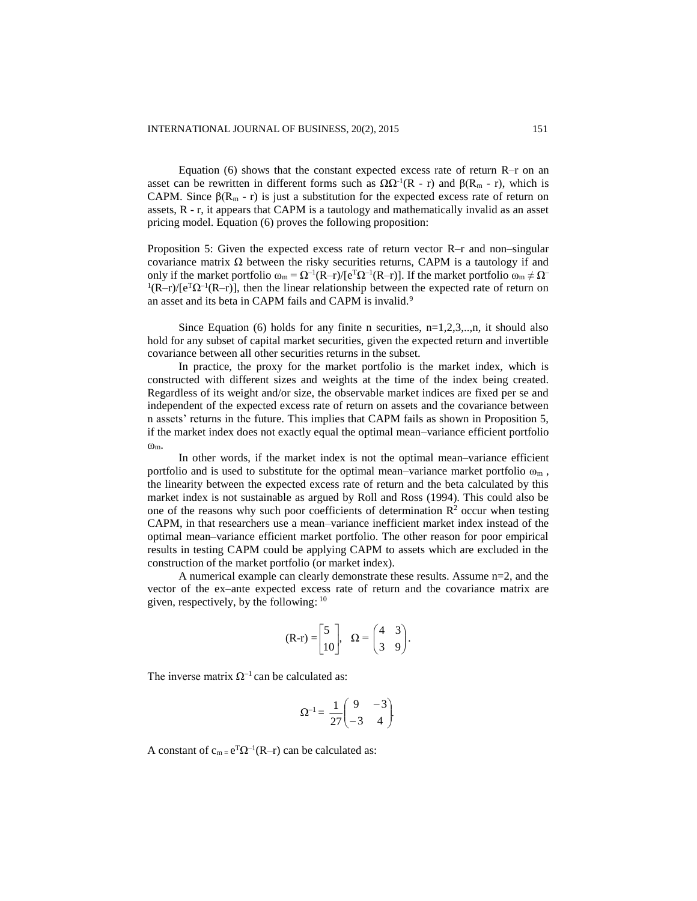Equation (6) shows that the constant expected excess rate of return R–r on an asset can be rewritten in different forms such as $\Omega\Omega^{-1}(R - r)$ and $\beta(R_m - r)$, which is CAPM. Since $\beta(R_m - r)$ is just a substitution for the expected excess rate of return on assets, R - r, it appears that CAPM is a tautology and mathematically invalid as an asset pricing model. Equation (6) proves the following proposition:

Proposition 5: Given the expected excess rate of return vector R–r and non–singular covariance matrix $\Omega$ between the risky securities returns, CAPM is a tautology if and only if the market portfolio $\omega_m = \Omega^{-1}(R–r)/[e^T\Omega^{-1}(R–r)]$. If the market portfolio $\omega_m \neq \Omega^{-1}(R–r)/[e^T\Omega^{-1}(R–r)]$, then the linear relationship between the expected rate of return on an asset and its beta in CAPM fails and CAPM is invalid.[9]

Since Equation (6) holds for any finite n securities, n=1,2,3,..,n, it should also hold for any subset of capital market securities, given the expected return and invertible covariance between all other securities returns in the subset.

In practice, the proxy for the market portfolio is the market index, which is constructed with different sizes and weights at the time of the index being created. Regardless of its weight and/or size, the observable market indices are fixed per se and independent of the expected excess rate of return on assets and the covariance between n assets' returns in the future. This implies that CAPM fails as shown in Proposition 5, if the market index does not exactly equal the optimal mean–variance efficient portfolio $\omega_m$.

In other words, if the market index is not the optimal mean–variance efficient portfolio and is used to substitute for the optimal mean–variance market portfolio $\omega_m$, the linearity between the expected excess rate of return and the beta calculated by this market index is not sustainable as argued by Roll and Ross (1994). This could also be one of the reasons why such poor coefficients of determination $R^2$ occur when testing CAPM, in that researchers use a mean–variance inefficient market index instead of the optimal mean–variance efficient market portfolio. The other reason for poor empirical results in testing CAPM could be applying CAPM to assets which are excluded in the construction of the market portfolio (or market index).

A numerical example can clearly demonstrate these results. Assume n=2, and the vector of the ex–ante expected excess rate of return and the covariance matrix are given, respectively, by the following: [10]

$$(R\text{-}r) = \begin{bmatrix} 5 \\ 10 \end{bmatrix}, \quad \Omega = \begin{pmatrix} 4 & 3 \\ 3 & 9 \end{pmatrix}.$$

The inverse matrix $\Omega^{-1}$ can be calculated as:

$$\Omega^{-1} = \frac{1}{27}\begin{pmatrix} 9 & -3 \\ -3 & 4 \end{pmatrix}.$$

A constant of $c_m = e^T\Omega^{-1}(R–r)$ can be calculated as: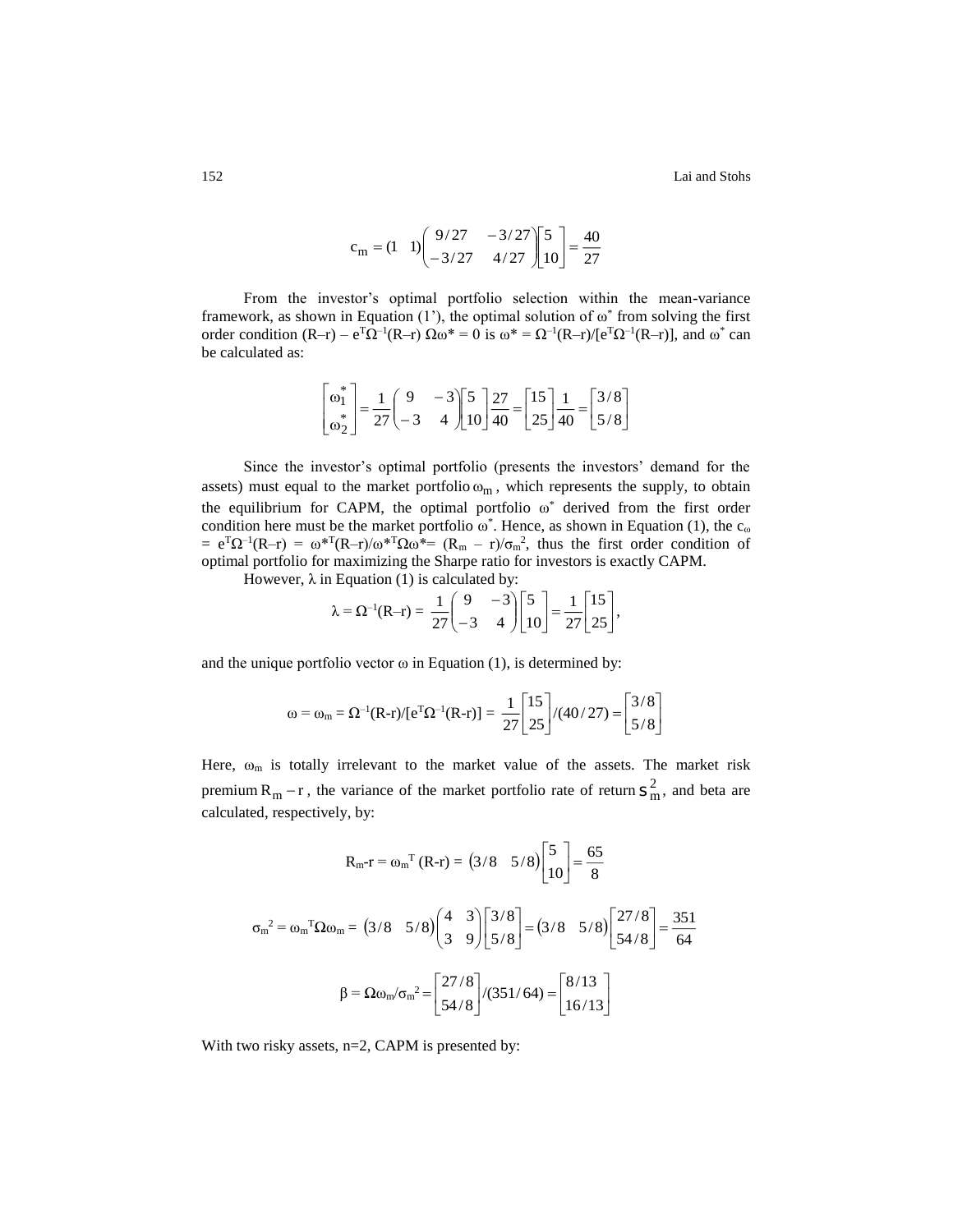$$c_m = (1 \quad 1)\begin{pmatrix} 9/27 & -3/27 \\ -3/27 & 4/27 \end{pmatrix}\begin{bmatrix} 5 \\ 10 \end{bmatrix} = \frac{40}{27}$$

From the investor's optimal portfolio selection within the mean-variance framework, as shown in Equation (1'), the optimal solution of $\omega^*$ from solving the first order condition $(R–r) – e^T\Omega^{-1}(R–r)\ \Omega\omega^* = 0$ is $\omega^* = \Omega^{-1}(R–r)/[e^T\Omega^{-1}(R–r)]$, and $\omega^*$ can be calculated as:

$$\begin{bmatrix} \omega_1^* \\ \omega_2^* \end{bmatrix} = \frac{1}{27}\begin{pmatrix} 9 & -3 \\ -3 & 4 \end{pmatrix}\begin{bmatrix} 5 \\ 10 \end{bmatrix}\frac{27}{40} = \begin{bmatrix} 15 \\ 25 \end{bmatrix}\frac{1}{40} = \begin{bmatrix} 3/8 \\ 5/8 \end{bmatrix}$$

Since the investor's optimal portfolio (presents the investors' demand for the assets) must equal to the market portfolio $\omega_m$, which represents the supply, to obtain the equilibrium for CAPM, the optimal portfolio $\omega^*$ derived from the first order condition here must be the market portfolio $\omega^*$. Hence, as shown in Equation (1), the $c_\omega = e^T\Omega^{-1}(R–r) = \omega^{*T}(R–r)/\omega^{*T}\Omega\omega^* = (R_m – r)/\sigma_m^2$, thus the first order condition of optimal portfolio for maximizing the Sharpe ratio for investors is exactly CAPM.

However, $\lambda$ in Equation (1) is calculated by:

$$\lambda = \Omega^{-1}(R–r) = \frac{1}{27}\begin{pmatrix} 9 & -3 \\ -3 & 4 \end{pmatrix}\begin{bmatrix} 5 \\ 10 \end{bmatrix} = \frac{1}{27}\begin{bmatrix} 15 \\ 25 \end{bmatrix},$$

and the unique portfolio vector $\omega$ in Equation (1), is determined by:

$$\omega = \omega_m = \Omega^{-1}(R\text{-}r)/[e^T\Omega^{-1}(R\text{-}r)] = \frac{1}{27}\begin{bmatrix} 15 \\ 25 \end{bmatrix}/(40/27) = \begin{bmatrix} 3/8 \\ 5/8 \end{bmatrix}$$

Here, $\omega_m$ is totally irrelevant to the market value of the assets. The market risk premium $R_m - r$, the variance of the market portfolio rate of return $\sigma_m^2$, and beta are calculated, respectively, by:

$$R_m\text{-}r = \omega_m^T(R\text{-}r) = (3/8 \quad 5/8)\begin{bmatrix} 5 \\ 10 \end{bmatrix} = \frac{65}{8}$$

$$\sigma_m^2 = \omega_m^T\Omega\omega_m = (3/8 \quad 5/8)\begin{pmatrix} 4 & 3 \\ 3 & 9 \end{pmatrix}\begin{bmatrix} 3/8 \\ 5/8 \end{bmatrix} = (3/8 \quad 5/8)\begin{bmatrix} 27/8 \\ 54/8 \end{bmatrix} = \frac{351}{64}$$

$$\beta = \Omega\omega_m/\sigma_m^2 = \begin{bmatrix} 27/8 \\ 54/8 \end{bmatrix}/(351/64) = \begin{bmatrix} 8/13 \\ 16/13 \end{bmatrix}$$

With two risky assets, n=2, CAPM is presented by: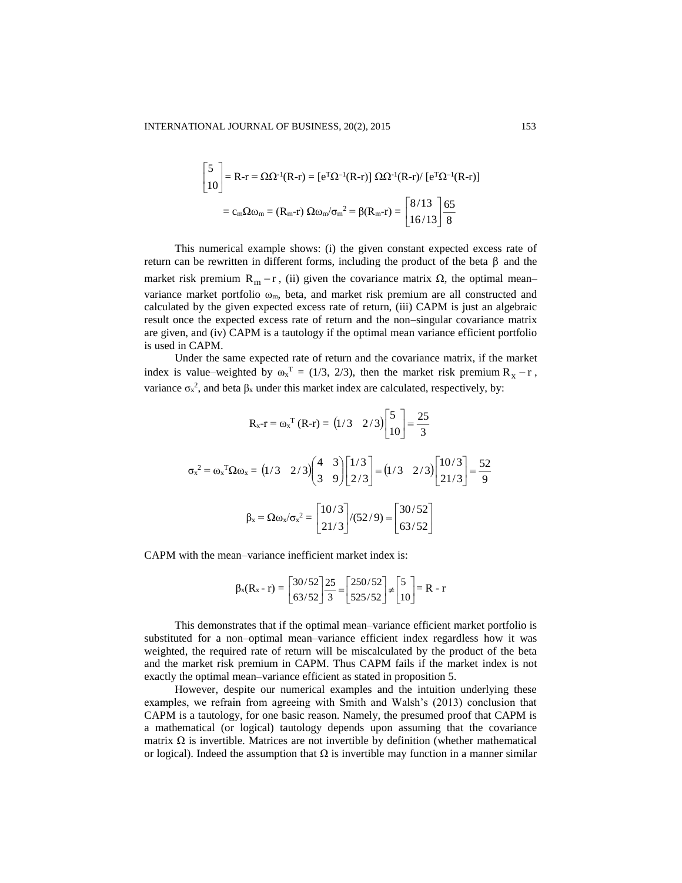$$\begin{bmatrix} 5 \\ 10 \end{bmatrix} = \text{R-r} = \Omega\Omega^{-1}(\text{R-r}) = [e^{T}\Omega^{-1}(\text{R-r})]\ \Omega\Omega^{-1}(\text{R-r})/\ [e^{T}\Omega^{-1}(\text{R-r})]$$

$$= c_m\Omega\omega_m = (R_m\text{-r})\ \Omega\omega_m/\sigma_m^2 = \beta(R_m\text{-r}) = \begin{bmatrix} 8/13 \\ 16/13 \end{bmatrix}\frac{65}{8}$$

This numerical example shows: (i) the given constant expected excess rate of return can be rewritten in different forms, including the product of the beta $\beta$ and the market risk premium $R_m - r$, (ii) given the covariance matrix $\Omega$, the optimal mean–variance market portfolio $\omega_m$, beta, and market risk premium are all constructed and calculated by the given expected excess rate of return, (iii) CAPM is just an algebraic result once the expected excess rate of return and the non–singular covariance matrix are given, and (iv) CAPM is a tautology if the optimal mean variance efficient portfolio is used in CAPM.

Under the same expected rate of return and the covariance matrix, if the market index is value–weighted by $\omega_x^T = (1/3,\ 2/3)$, then the market risk premium $R_x - r$, variance $\sigma_x^2$, and beta $\beta_x$ under this market index are calculated, respectively, by:

$$R_x\text{-r} = \omega_x^T\ (\text{R-r}) = \begin{pmatrix} 1/3 & 2/3 \end{pmatrix}\begin{bmatrix} 5 \\ 10 \end{bmatrix} = \frac{25}{3}$$

$$\sigma_x^2 = \omega_x^T\Omega\omega_x = \begin{pmatrix} 1/3 & 2/3 \end{pmatrix}\begin{pmatrix} 4 & 3 \\ 3 & 9 \end{pmatrix}\begin{bmatrix} 1/3 \\ 2/3 \end{bmatrix} = \begin{pmatrix} 1/3 & 2/3 \end{pmatrix}\begin{bmatrix} 10/3 \\ 21/3 \end{bmatrix} = \frac{52}{9}$$

$$\beta_x = \Omega\omega_x/\sigma_x^2 = \begin{bmatrix} 10/3 \\ 21/3 \end{bmatrix}/(52/9) = \begin{bmatrix} 30/52 \\ 63/52 \end{bmatrix}$$

CAPM with the mean–variance inefficient market index is:

$$\beta_x(R_x - r) = \begin{bmatrix} 30/52 \\ 63/52 \end{bmatrix}\frac{25}{3} = \begin{bmatrix} 250/52 \\ 525/52 \end{bmatrix} \neq \begin{bmatrix} 5 \\ 10 \end{bmatrix} = \text{R - r}$$

This demonstrates that if the optimal mean–variance efficient market portfolio is substituted for a non–optimal mean–variance efficient index regardless how it was weighted, the required rate of return will be miscalculated by the product of the beta and the market risk premium in CAPM. Thus CAPM fails if the market index is not exactly the optimal mean–variance efficient as stated in proposition 5.

However, despite our numerical examples and the intuition underlying these examples, we refrain from agreeing with Smith and Walsh's (2013) conclusion that CAPM is a tautology, for one basic reason. Namely, the presumed proof that CAPM is a mathematical (or logical) tautology depends upon assuming that the covariance matrix $\Omega$ is invertible. Matrices are not invertible by definition (whether mathematical or logical). Indeed the assumption that $\Omega$ is invertible may function in a manner similar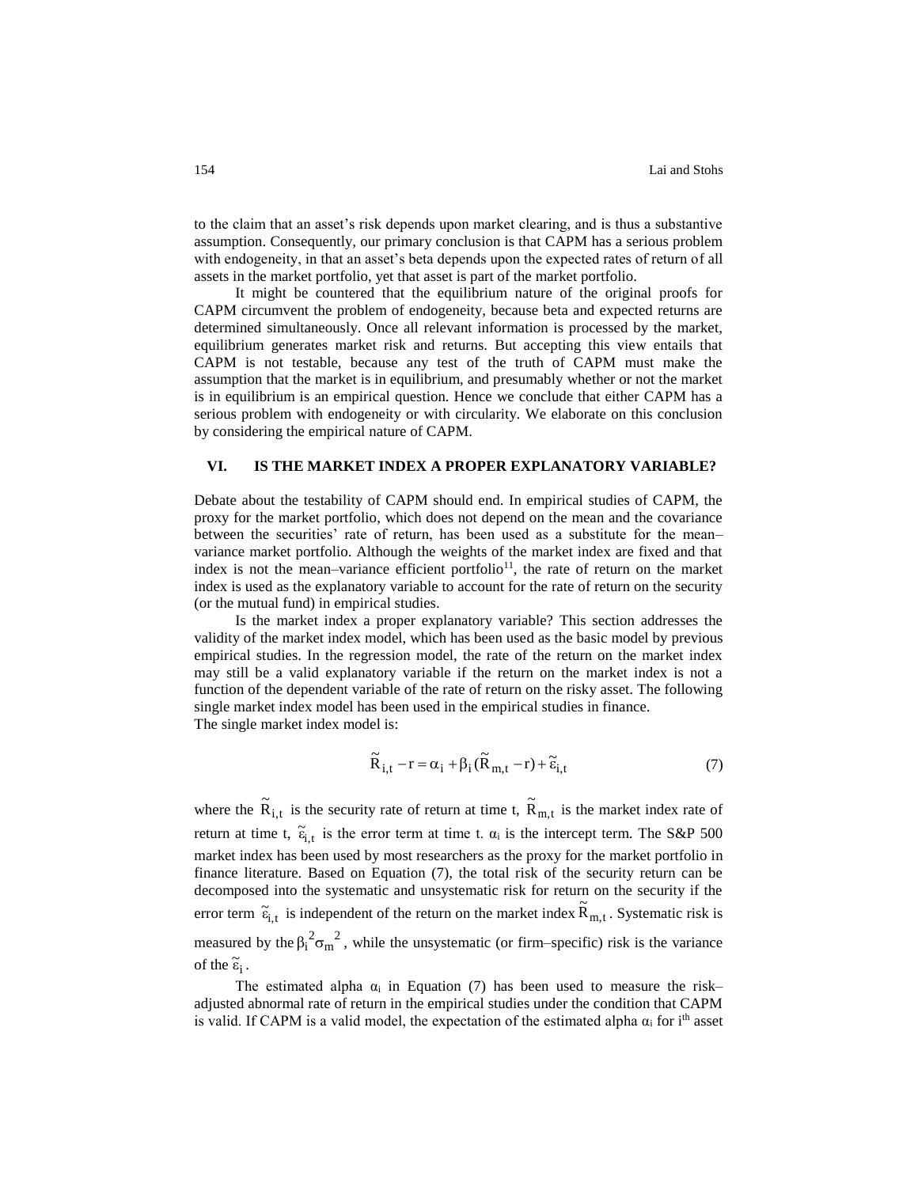to the claim that an asset's risk depends upon market clearing, and is thus a substantive assumption. Consequently, our primary conclusion is that CAPM has a serious problem with endogeneity, in that an asset's beta depends upon the expected rates of return of all assets in the market portfolio, yet that asset is part of the market portfolio.

It might be countered that the equilibrium nature of the original proofs for CAPM circumvent the problem of endogeneity, because beta and expected returns are determined simultaneously. Once all relevant information is processed by the market, equilibrium generates market risk and returns. But accepting this view entails that CAPM is not testable, because any test of the truth of CAPM must make the assumption that the market is in equilibrium, and presumably whether or not the market is in equilibrium is an empirical question. Hence we conclude that either CAPM has a serious problem with endogeneity or with circularity. We elaborate on this conclusion by considering the empirical nature of CAPM.

## VI. IS THE MARKET INDEX A PROPER EXPLANATORY VARIABLE?

Debate about the testability of CAPM should end. In empirical studies of CAPM, the proxy for the market portfolio, which does not depend on the mean and the covariance between the securities' rate of return, has been used as a substitute for the mean–variance market portfolio. Although the weights of the market index are fixed and that index is not the mean–variance efficient portfolio[11], the rate of return on the market index is used as the explanatory variable to account for the rate of return on the security (or the mutual fund) in empirical studies.

Is the market index a proper explanatory variable? This section addresses the validity of the market index model, which has been used as the basic model by previous empirical studies. In the regression model, the rate of the return on the market index may still be a valid explanatory variable if the return on the market index is not a function of the dependent variable of the rate of return on the risky asset. The following single market index model has been used in the empirical studies in finance.
The single market index model is:

$$\tilde{R}_{i,t} - r = \alpha_i + \beta_i(\tilde{R}_{m,t} - r) + \tilde{\varepsilon}_{i,t} \tag{7}$$

where the $\tilde{R}_{i,t}$ is the security rate of return at time t, $\tilde{R}_{m,t}$ is the market index rate of return at time t, $\tilde{\varepsilon}_{i,t}$ is the error term at time t. $\alpha_i$ is the intercept term. The S&P 500 market index has been used by most researchers as the proxy for the market portfolio in finance literature. Based on Equation (7), the total risk of the security return can be decomposed into the systematic and unsystematic risk for return on the security if the error term $\tilde{\varepsilon}_{i,t}$ is independent of the return on the market index $\tilde{R}_{m,t}$. Systematic risk is measured by the $\beta_i^2\sigma_m^2$, while the unsystematic (or firm–specific) risk is the variance of the $\tilde{\varepsilon}_i$.

The estimated alpha $\alpha_i$ in Equation (7) has been used to measure the risk–adjusted abnormal rate of return in the empirical studies under the condition that CAPM is valid. If CAPM is a valid model, the expectation of the estimated alpha $\alpha_i$ for i[th] asset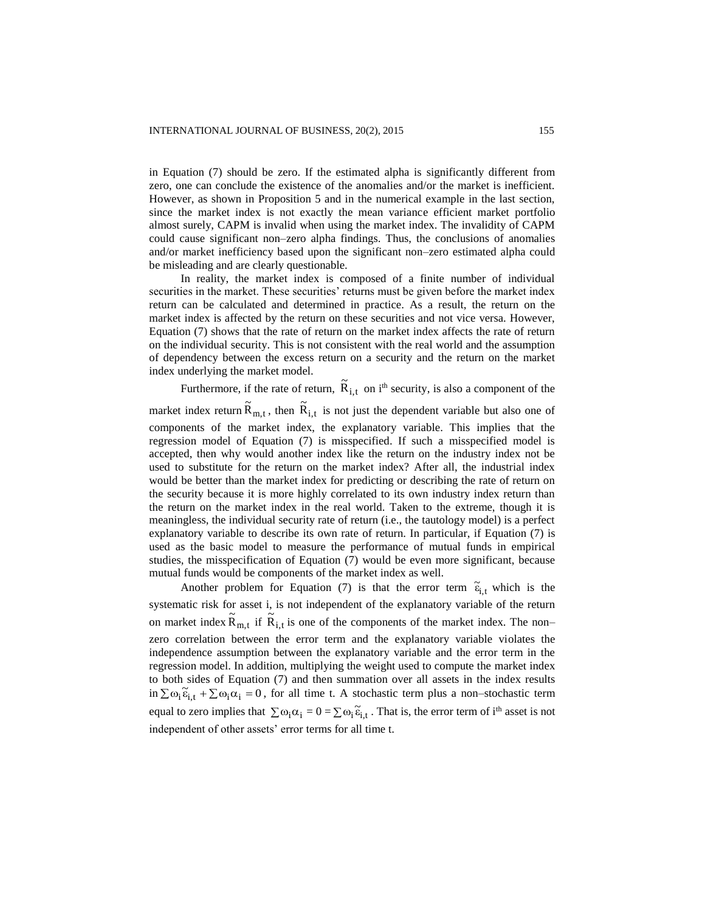in Equation (7) should be zero. If the estimated alpha is significantly different from zero, one can conclude the existence of the anomalies and/or the market is inefficient. However, as shown in Proposition 5 and in the numerical example in the last section, since the market index is not exactly the mean variance efficient market portfolio almost surely, CAPM is invalid when using the market index. The invalidity of CAPM could cause significant non–zero alpha findings. Thus, the conclusions of anomalies and/or market inefficiency based upon the significant non–zero estimated alpha could be misleading and are clearly questionable.

In reality, the market index is composed of a finite number of individual securities in the market. These securities' returns must be given before the market index return can be calculated and determined in practice. As a result, the return on the market index is affected by the return on these securities and not vice versa. However, Equation (7) shows that the rate of return on the market index affects the rate of return on the individual security. This is not consistent with the real world and the assumption of dependency between the excess return on a security and the return on the market index underlying the market model.

Furthermore, if the rate of return, $\tilde{R}_{i,t}$ on i[th] security, is also a component of the market index return $\tilde{R}_{m,t}$, then $\tilde{R}_{i,t}$ is not just the dependent variable but also one of components of the market index, the explanatory variable. This implies that the regression model of Equation (7) is misspecified. If such a misspecified model is accepted, then why would another index like the return on the industry index not be used to substitute for the return on the market index? After all, the industrial index would be better than the market index for predicting or describing the rate of return on the security because it is more highly correlated to its own industry index return than the return on the market index in the real world. Taken to the extreme, though it is meaningless, the individual security rate of return (i.e., the tautology model) is a perfect explanatory variable to describe its own rate of return. In particular, if Equation (7) is used as the basic model to measure the performance of mutual funds in empirical studies, the misspecification of Equation (7) would be even more significant, because mutual funds would be components of the market index as well.

Another problem for Equation (7) is that the error term $\tilde{\varepsilon}_{i,t}$ which is the systematic risk for asset i, is not independent of the explanatory variable of the return on market index $\tilde{R}_{m,t}$ if $\tilde{R}_{i,t}$ is one of the components of the market index. The non–zero correlation between the error term and the explanatory variable violates the independence assumption between the explanatory variable and the error term in the regression model. In addition, multiplying the weight used to compute the market index to both sides of Equation (7) and then summation over all assets in the index results in $\sum \omega_i \tilde{\varepsilon}_{i,t} + \sum \omega_i \alpha_i = 0$, for all time t. A stochastic term plus a non–stochastic term equal to zero implies that $\sum \omega_i \alpha_i = 0 = \sum \omega_i \tilde{\varepsilon}_{i,t}$. That is, the error term of i[th] asset is not independent of other assets' error terms for all time t.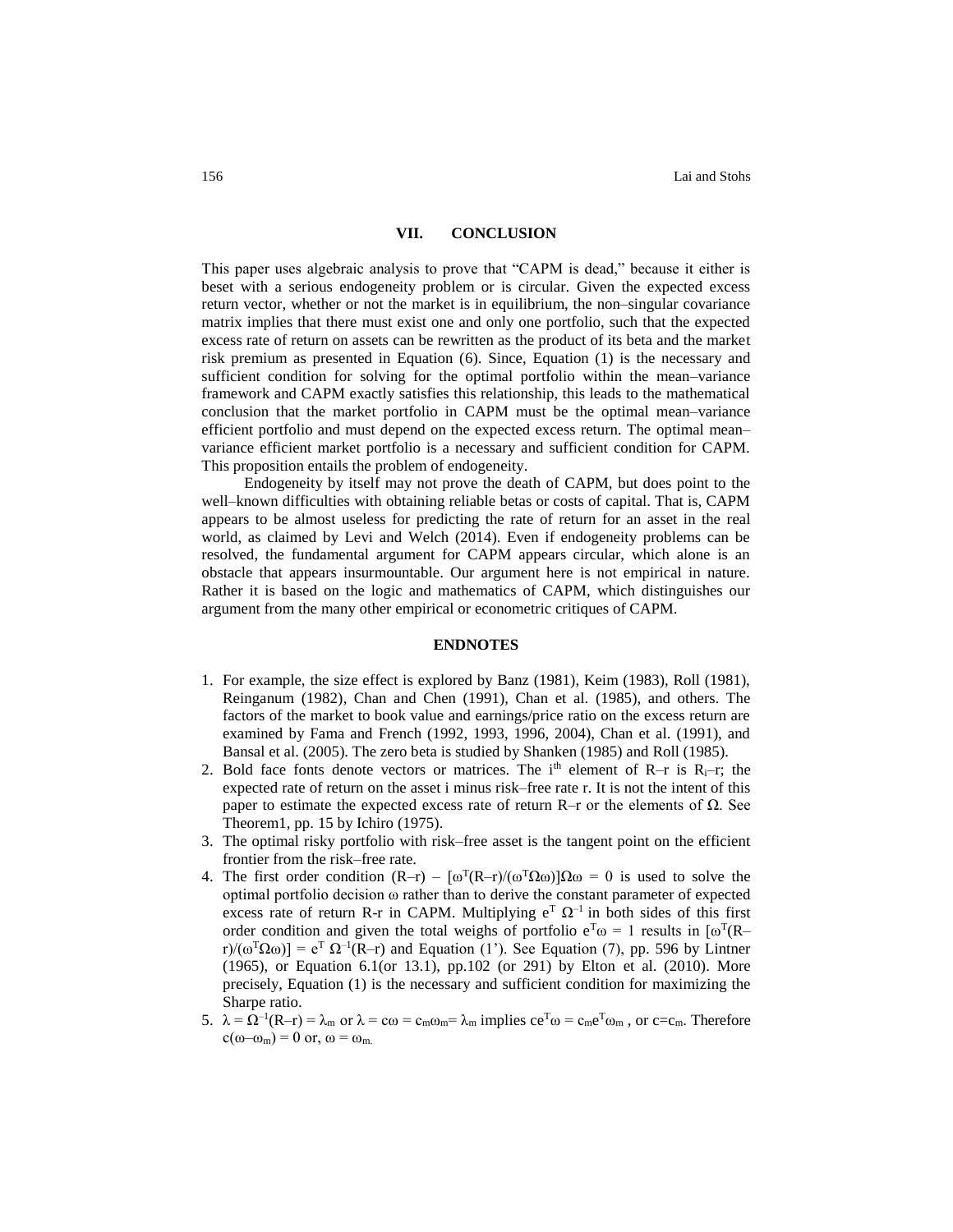## VII. CONCLUSION

This paper uses algebraic analysis to prove that "CAPM is dead," because it either is beset with a serious endogeneity problem or is circular. Given the expected excess return vector, whether or not the market is in equilibrium, the non–singular covariance matrix implies that there must exist one and only one portfolio, such that the expected excess rate of return on assets can be rewritten as the product of its beta and the market risk premium as presented in Equation (6). Since, Equation (1) is the necessary and sufficient condition for solving for the optimal portfolio within the mean–variance framework and CAPM exactly satisfies this relationship, this leads to the mathematical conclusion that the market portfolio in CAPM must be the optimal mean–variance efficient portfolio and must depend on the expected excess return. The optimal mean–variance efficient market portfolio is a necessary and sufficient condition for CAPM. This proposition entails the problem of endogeneity.

Endogeneity by itself may not prove the death of CAPM, but does point to the well–known difficulties with obtaining reliable betas or costs of capital. That is, CAPM appears to be almost useless for predicting the rate of return for an asset in the real world, as claimed by Levi and Welch (2014). Even if endogeneity problems can be resolved, the fundamental argument for CAPM appears circular, which alone is an obstacle that appears insurmountable. Our argument here is not empirical in nature. Rather it is based on the logic and mathematics of CAPM, which distinguishes our argument from the many other empirical or econometric critiques of CAPM.

## ENDNOTES

1. For example, the size effect is explored by Banz (1981), Keim (1983), Roll (1981), Reinganum (1982), Chan and Chen (1991), Chan et al. (1985), and others. The factors of the market to book value and earnings/price ratio on the excess return are examined by Fama and French (1992, 1993, 1996, 2004), Chan et al. (1991), and Bansal et al. (2005). The zero beta is studied by Shanken (1985) and Roll (1985).
2. Bold face fonts denote vectors or matrices. The $i^{th}$ element of R–r is $R_i$–r; the expected rate of return on the asset i minus risk–free rate r. It is not the intent of this paper to estimate the expected excess rate of return R–r or the elements of $\Omega$. See Theorem1, pp. 15 by Ichiro (1975).
3. The optimal risky portfolio with risk–free asset is the tangent point on the efficient frontier from the risk–free rate.
4. The first order condition $(R–r) – [\omega^T(R–r)/(\omega^T\Omega\omega)]\Omega\omega = 0$ is used to solve the optimal portfolio decision $\omega$ rather than to derive the constant parameter of expected excess rate of return R-r in CAPM. Multiplying $e^T\ \Omega^{-1}$ in both sides of this first order condition and given the total weighs of portfolio $e^T\omega = 1$ results in $[\omega^T(R–r)/(\omega^T\Omega\omega)] = e^T\ \Omega^{-1}(R–r)$ and Equation (1'). See Equation (7), pp. 596 by Lintner (1965), or Equation 6.1(or 13.1), pp.102 (or 291) by Elton et al. (2010). More precisely, Equation (1) is the necessary and sufficient condition for maximizing the Sharpe ratio.
5. $\lambda = \Omega^{-1}(R–r) = \lambda_m$ or $\lambda = c\omega = c_m\omega_m = \lambda_m$ implies $ce^T\omega = c_me^T\omega_m$ , or $c=c_m$. Therefore $c(\omega–\omega_m) = 0$ or, $\omega = \omega_m$.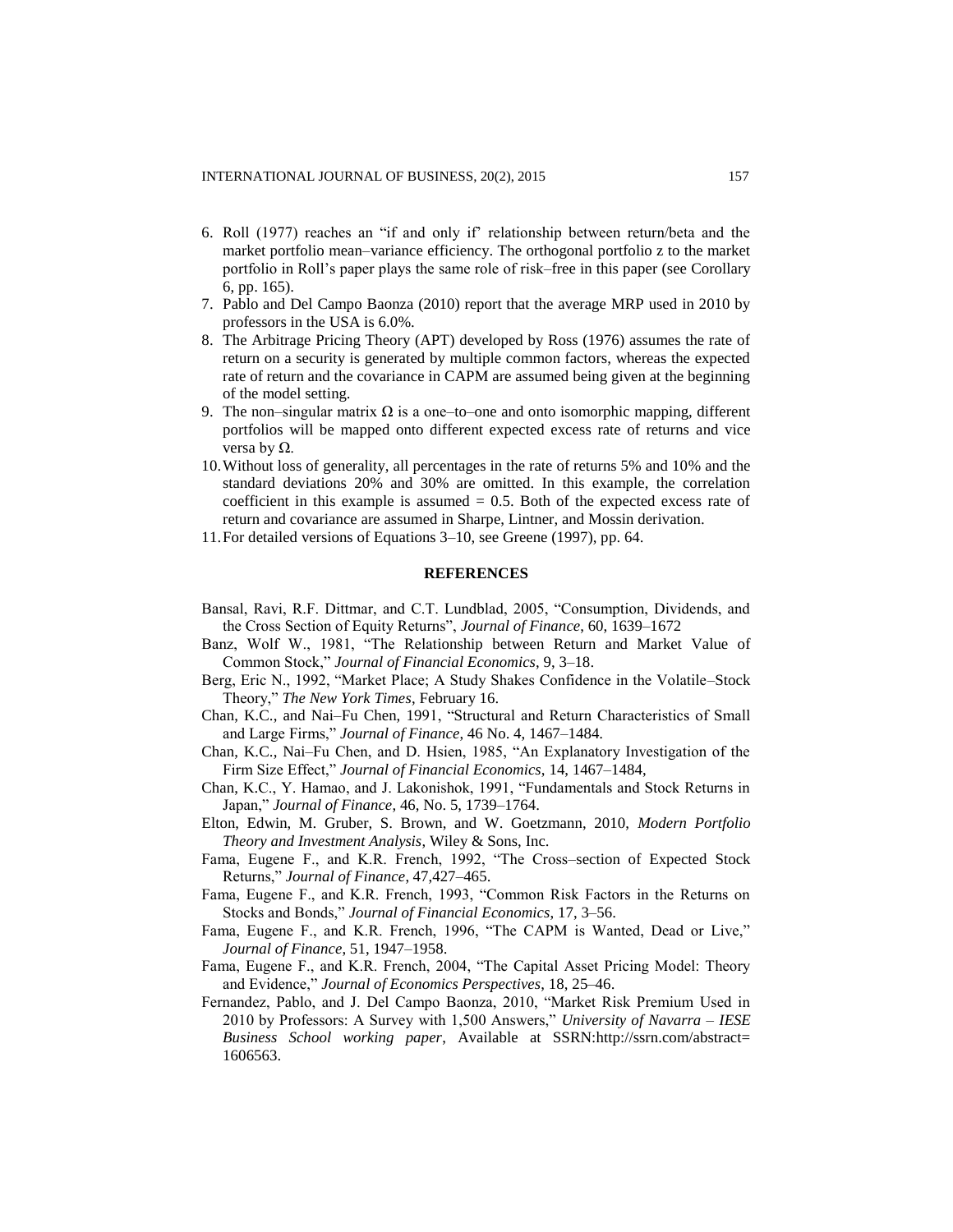6. Roll (1977) reaches an "if and only if' relationship between return/beta and the market portfolio mean–variance efficiency. The orthogonal portfolio z to the market portfolio in Roll's paper plays the same role of risk–free in this paper (see Corollary 6, pp. 165).
7. Pablo and Del Campo Baonza (2010) report that the average MRP used in 2010 by professors in the USA is 6.0%.
8. The Arbitrage Pricing Theory (APT) developed by Ross (1976) assumes the rate of return on a security is generated by multiple common factors, whereas the expected rate of return and the covariance in CAPM are assumed being given at the beginning of the model setting.
9. The non–singular matrix $\Omega$ is a one–to–one and onto isomorphic mapping, different portfolios will be mapped onto different expected excess rate of returns and vice versa by $\Omega$.
10. Without loss of generality, all percentages in the rate of returns 5% and 10% and the standard deviations 20% and 30% are omitted. In this example, the correlation coefficient in this example is assumed = 0.5. Both of the expected excess rate of return and covariance are assumed in Sharpe, Lintner, and Mossin derivation.
11. For detailed versions of Equations 3–10, see Greene (1997), pp. 64.

## REFERENCES

Bansal, Ravi, R.F. Dittmar, and C.T. Lundblad, 2005, "Consumption, Dividends, and the Cross Section of Equity Returns", *Journal of Finance*, 60, 1639–1672

Banz, Wolf W., 1981, "The Relationship between Return and Market Value of Common Stock," *Journal of Financial Economics*, 9, 3–18.

Berg, Eric N., 1992, "Market Place; A Study Shakes Confidence in the Volatile–Stock Theory," *The New York Times*, February 16.

Chan, K.C., and Nai–Fu Chen, 1991, "Structural and Return Characteristics of Small and Large Firms," *Journal of Finance*, 46 No. 4, 1467–1484.

Chan, K.C., Nai–Fu Chen, and D. Hsien, 1985, "An Explanatory Investigation of the Firm Size Effect," *Journal of Financial Economics*, 14, 1467–1484,

Chan, K.C., Y. Hamao, and J. Lakonishok, 1991, "Fundamentals and Stock Returns in Japan," *Journal of Finance*, 46, No. 5, 1739–1764.

Elton, Edwin, M. Gruber, S. Brown, and W. Goetzmann, 2010, *Modern Portfolio Theory and Investment Analysis*, Wiley & Sons, Inc.

Fama, Eugene F., and K.R. French, 1992, "The Cross–section of Expected Stock Returns," *Journal of Finance*, 47,427–465.

Fama, Eugene F., and K.R. French, 1993, "Common Risk Factors in the Returns on Stocks and Bonds," *Journal of Financial Economics*, 17, 3–56.

Fama, Eugene F., and K.R. French, 1996, "The CAPM is Wanted, Dead or Live," *Journal of Finance*, 51, 1947–1958.

Fama, Eugene F., and K.R. French, 2004, "The Capital Asset Pricing Model: Theory and Evidence," *Journal of Economics Perspectives*, 18, 25–46.

Fernandez, Pablo, and J. Del Campo Baonza, 2010, "Market Risk Premium Used in 2010 by Professors: A Survey with 1,500 Answers," *University of Navarra – IESE Business School working paper*, Available at SSRN:http://ssrn.com/abstract=1606563.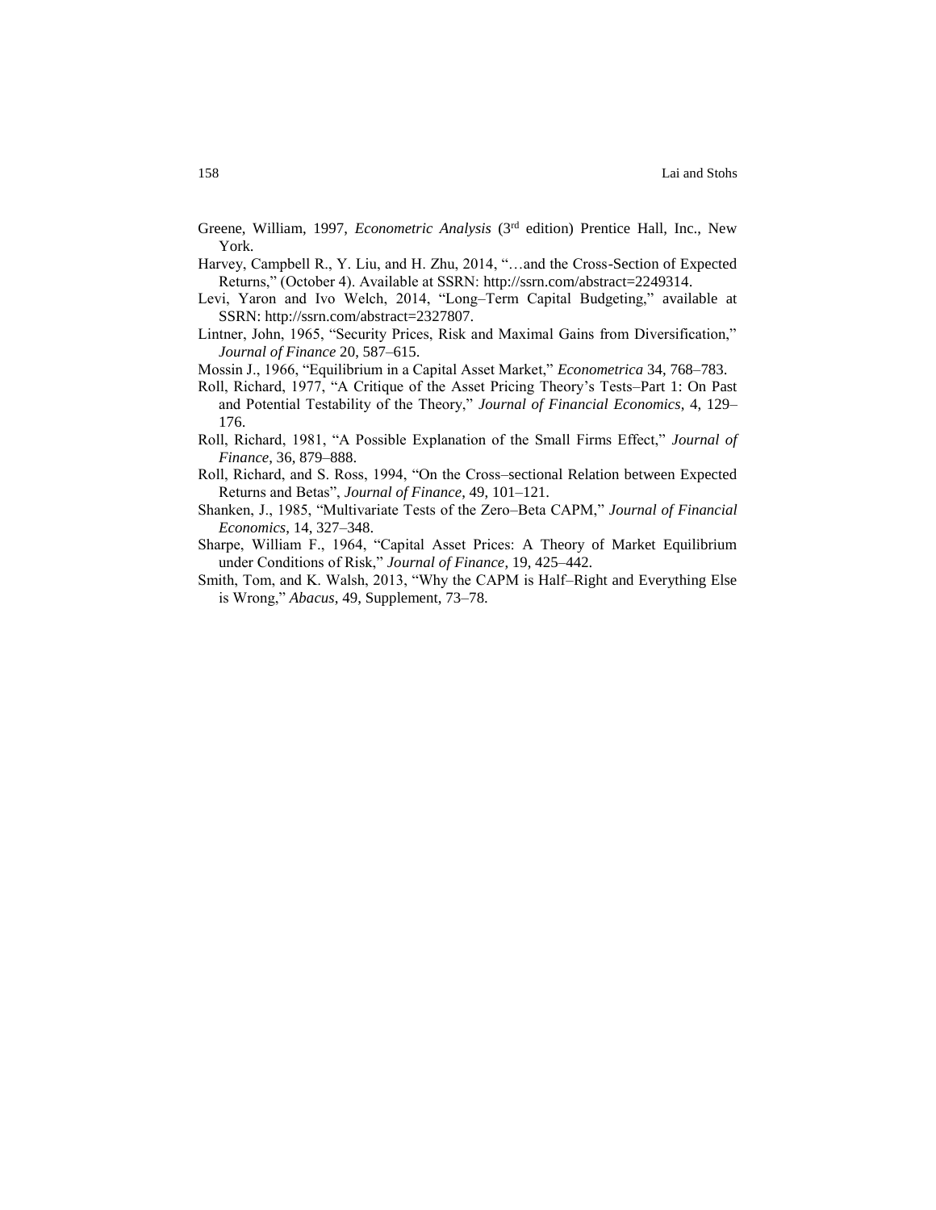Greene, William, 1997, *Econometric Analysis* (3rd edition) Prentice Hall, Inc., New York.

Harvey, Campbell R., Y. Liu, and H. Zhu, 2014, "…and the Cross-Section of Expected Returns," (October 4). Available at SSRN: http://ssrn.com/abstract=2249314.

Levi, Yaron and Ivo Welch, 2014, "Long–Term Capital Budgeting," available at SSRN: http://ssrn.com/abstract=2327807.

Lintner, John, 1965, "Security Prices, Risk and Maximal Gains from Diversification," *Journal of Finance* 20, 587–615.

Mossin J., 1966, "Equilibrium in a Capital Asset Market," *Econometrica* 34, 768–783.

Roll, Richard, 1977, "A Critique of the Asset Pricing Theory's Tests–Part 1: On Past and Potential Testability of the Theory," *Journal of Financial Economics*, 4, 129–176.

Roll, Richard, 1981, "A Possible Explanation of the Small Firms Effect," *Journal of Finance*, 36, 879–888.

Roll, Richard, and S. Ross, 1994, "On the Cross–sectional Relation between Expected Returns and Betas", *Journal of Finance*, 49, 101–121.

Shanken, J., 1985, "Multivariate Tests of the Zero–Beta CAPM," *Journal of Financial Economics*, 14, 327–348.

Sharpe, William F., 1964, "Capital Asset Prices: A Theory of Market Equilibrium under Conditions of Risk," *Journal of Finance*, 19, 425–442.

Smith, Tom, and K. Walsh, 2013, "Why the CAPM is Half–Right and Everything Else is Wrong," *Abacus*, 49, Supplement, 73–78.